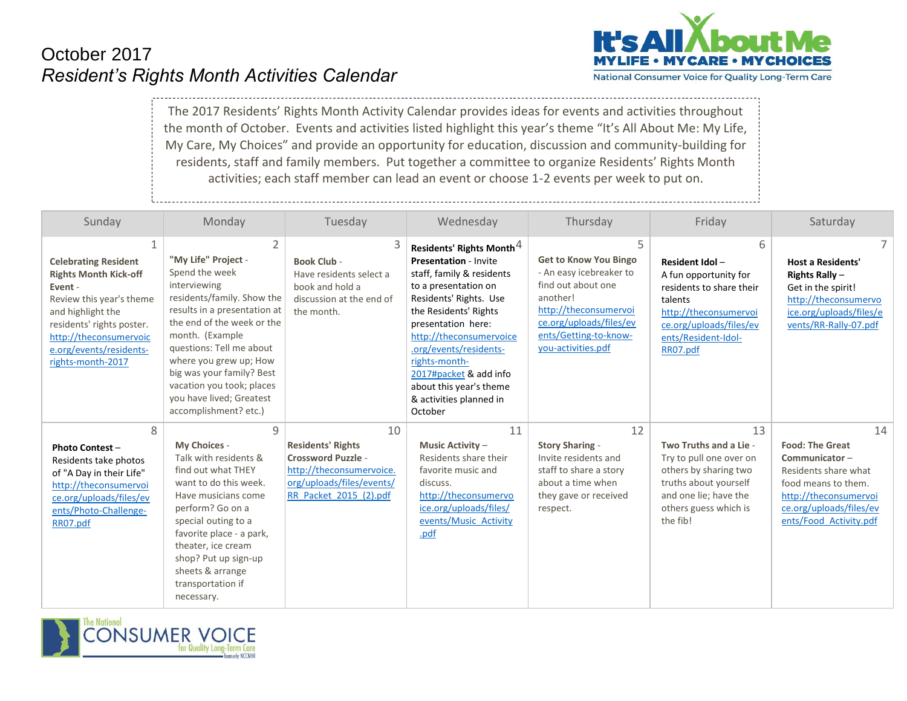# October 2017
## *Resident's Rights Month Activities Calendar*

It's All About Me
MY LIFE • MY CARE • MY CHOICES
National Consumer Voice for Quality Long-Term Care

The 2017 Residents' Rights Month Activity Calendar provides ideas for events and activities throughout the month of October. Events and activities listed highlight this year's theme "It's All About Me: My Life, My Care, My Choices" and provide an opportunity for education, discussion and community-building for residents, staff and family members. Put together a committee to organize Residents' Rights Month activities; each staff member can lead an event or choose 1-2 events per week to put on.

| Sunday | Monday | Tuesday | Wednesday | Thursday | Friday | Saturday |
|---|---|---|---|---|---|---|
| 1<br>**Celebrating Resident Rights Month Kick-off Event** - Review this year's theme and highlight the residents' rights poster. http://theconsumervoice.org/events/residents-rights-month-2017 | 2<br>**"My Life" Project** - Spend the week interviewing residents/family. Show the results in a presentation at the end of the week or the month. (Example questions: Tell me about where you grew up; How big was your family? Best vacation you took; places you have lived; Greatest accomplishment? etc.) | 3<br>**Book Club** - Have residents select a book and hold a discussion at the end of the month. | 4<br>**Residents' Rights Month Presentation** - Invite staff, family & residents to a presentation on Residents' Rights. Use the Residents' Rights presentation here: http://theconsumervoice.org/events/residents-rights-month-2017#packet & add info about this year's theme & activities planned in October | 5<br>**Get to Know You Bingo** - An easy icebreaker to find out about one another! http://theconsumervoice.org/uploads/files/events/Getting-to-know-you-activities.pdf | 6<br>**Resident Idol** – A fun opportunity for residents to share their talents http://theconsumervoice.org/uploads/files/events/Resident-Idol-RR07.pdf | 7<br>**Host a Residents' Rights Rally** – Get in the spirit! http://theconsumervoice.org/uploads/files/events/RR-Rally-07.pdf |
| 8<br>**Photo Contest** – Residents take photos of "A Day in their Life" http://theconsumervoice.org/uploads/files/events/Photo-Challenge-RR07.pdf | 9<br>**My Choices** - Talk with residents & find out what THEY want to do this week. Have musicians come perform? Go on a special outing to a favorite place - a park, theater, ice cream shop? Put up sign-up sheets & arrange transportation if necessary. | 10<br>**Residents' Rights Crossword Puzzle** - http://theconsumervoice.org/uploads/files/events/RR_Packet_2015_(2).pdf | 11<br>**Music Activity** – Residents share their favorite music and discuss. http://theconsumervoice.org/uploads/files/events/Music_Activity.pdf | 12<br>**Story Sharing** - Invite residents and staff to share a story about a time when they gave or received respect. | 13<br>**Two Truths and a Lie** - Try to pull one over on others by sharing two truths about yourself and one lie; have the others guess which is the fib! | 14<br>**Food: The Great Communicator** – Residents share what food means to them. http://theconsumervoice.org/uploads/files/events/Food_Activity.pdf |

The National Consumer Voice for Quality Long-Term Care
formerly NCCNHR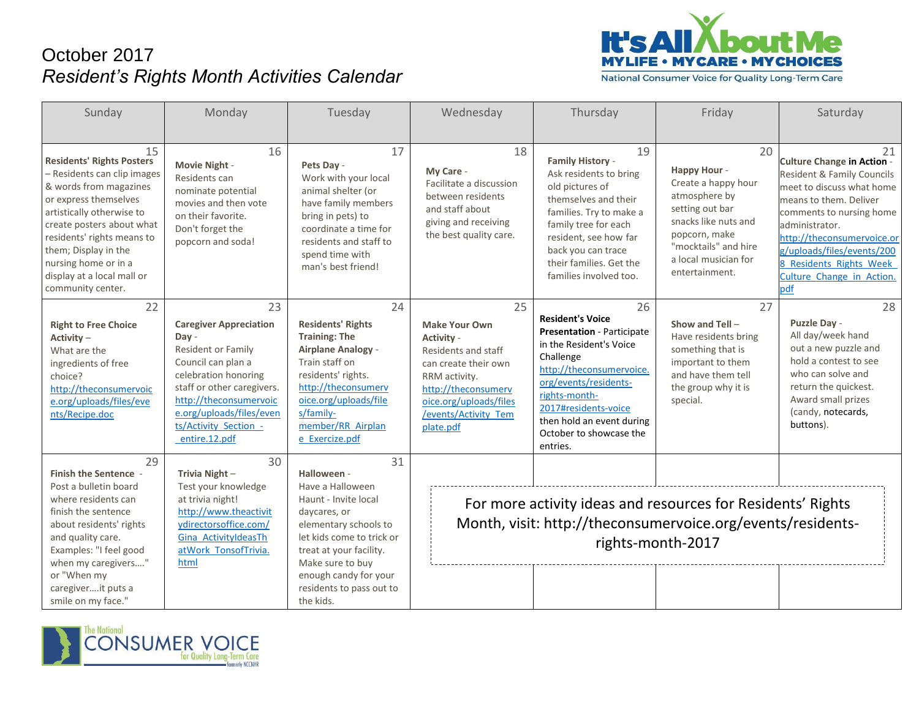# October 2017
## *Resident's Rights Month Activities Calendar*

It's All About Me
MY LIFE • MY CARE • MY CHOICES
National Consumer Voice for Quality Long-Term Care

| Sunday | Monday | Tuesday | Wednesday | Thursday | Friday | Saturday |
|---|---|---|---|---|---|---|
| 15 **Residents' Rights Posters** – Residents can clip images & words from magazines or express themselves artistically otherwise to create posters about what residents' rights means to them; Display in the nursing home or in a display at a local mall or community center. | 16 **Movie Night** - Residents can nominate potential movies and then vote on their favorite. Don't forget the popcorn and soda! | 17 **Pets Day** - Work with your local animal shelter (or have family members bring in pets) to coordinate a time for residents and staff to spend time with man's best friend! | 18 **My Care** - Facilitate a discussion between residents and staff about giving and receiving the best quality care. | 19 **Family History** - Ask residents to bring old pictures of themselves and their families. Try to make a family tree for each resident, see how far back you can trace their families. Get the families involved too. | 20 **Happy Hour** - Create a happy hour atmosphere by setting out bar snacks like nuts and popcorn, make "mocktails" and hire a local musician for entertainment. | 21 **Culture Change in Action** - Resident & Family Councils meet to discuss what home means to them. Deliver comments to nursing home administrator. http://theconsumervoice.org/uploads/files/events/2008_Residents_Rights_Week_Culture_Change_in_Action.pdf |
| 22 **Right to Free Choice Activity** – What are the ingredients of free choice? http://theconsumervoice.org/uploads/files/events/Recipe.doc | 23 **Caregiver Appreciation Day** - Resident or Family Council can plan a celebration honoring staff or other caregivers. http://theconsumervoice.org/uploads/files/events/Activity_Section_-_entire.12.pdf | 24 **Residents' Rights Training: The Airplane Analogy** - Train staff on residents' rights. http://theconsumervoice.org/uploads/files/family-member/RR_Airplane_Exercize.pdf | 25 **Make Your Own Activity** - Residents and staff can create their own RRM activity. http://theconsumervoice.org/uploads/files/events/Activity_Template.pdf | 26 **Resident's Voice Presentation** - Participate in the Resident's Voice Challenge http://theconsumervoice.org/events/residents-rights-month-2017#residents-voice then hold an event during October to showcase the entries. | 27 **Show and Tell** – Have residents bring something that is important to them and have them tell the group why it is special. | 28 **Puzzle Day** - All day/week hand out a new puzzle and hold a contest to see who can solve and return the quickest. Award small prizes (candy, notecards, buttons). |
| 29 **Finish the Sentence** - Post a bulletin board where residents can finish the sentence about residents' rights and quality care. Examples: "I feel good when my caregivers…." or "When my caregiver….it puts a smile on my face." | 30 **Trivia Night** – Test your knowledge at trivia night! http://www.theactivitydirectorsoffice.com/Gina_ActivityIdeasThatWork_TonsofTrivia.html | 31 **Halloween** - Have a Halloween Haunt - Invite local daycares, or elementary schools to let kids come to trick or treat at your facility. Make sure to buy enough candy for your residents to pass out to the kids. | | | | |

For more activity ideas and resources for Residents' Rights Month, visit: http://theconsumervoice.org/events/residents-rights-month-2017

The National CONSUMER VOICE for Quality Long-Term Care formerly NCCNHR